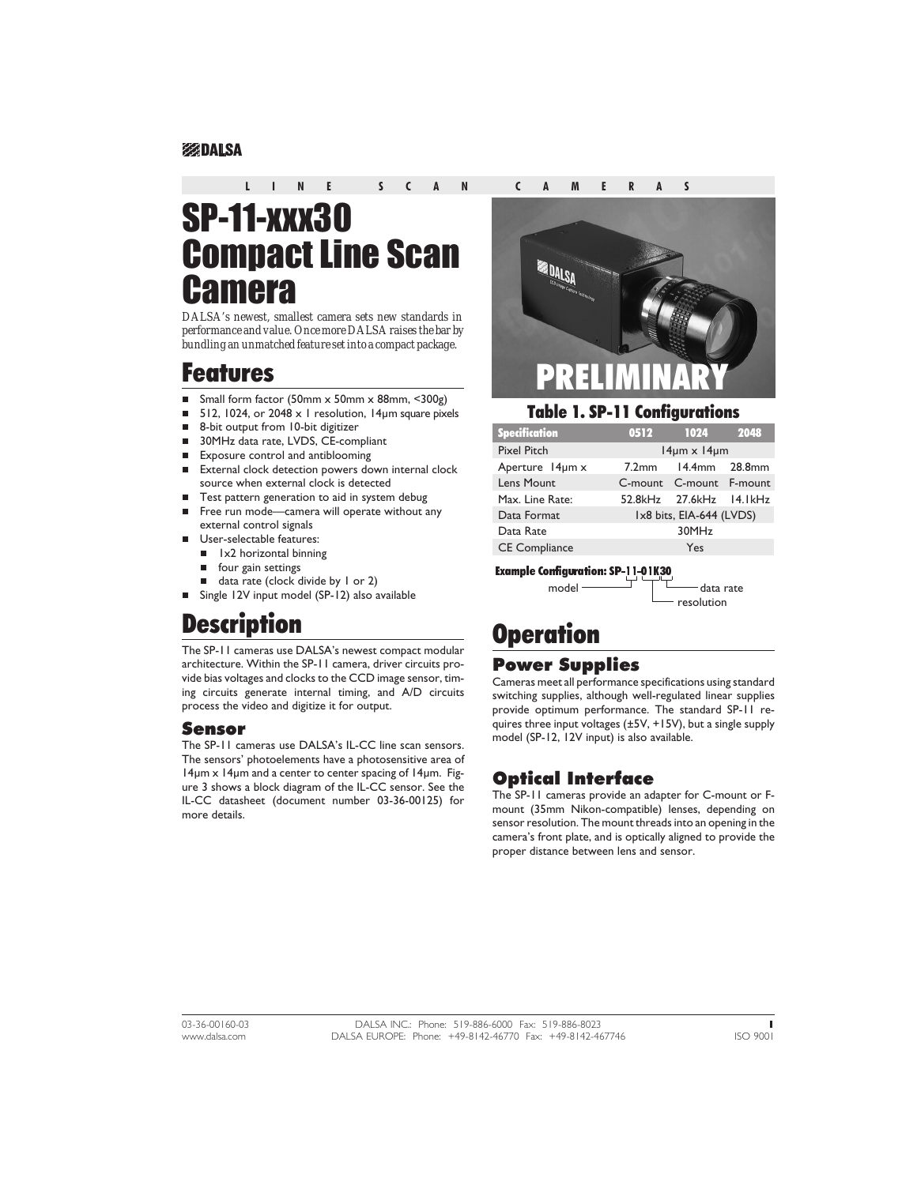LINE SCAN CAMERAS

# SP-11-xxx30 Compact Line Scan Camera

*DALSA's newest, smallest camera sets new standards in performance and value. Once more DALSA raises the bar by bundling an unmatched feature set into a compact package.*

## Features

- Small form factor (50mm x 50mm x 88mm, <300g)
- 512, 1024, or 2048 x 1 resolution, 14μm square pixels
- 8-bit output from 10-bit digitizer
- 30MHz data rate, LVDS, CE-compliant
- Exposure control and antiblooming
- External clock detection powers down internal clock source when external clock is detected
- Test pattern generation to aid in system debug
- Free run mode—camera will operate without any external control signals
- User-selectable features:
  - 1x2 horizontal binning
  - four gain settings
  - data rate (clock divide by 1 or 2)
- Single 12V input model (SP-12) also available

## Description

The SP-11 cameras use DALSA's newest compact modular architecture. Within the SP-11 camera, driver circuits provide bias voltages and clocks to the CCD image sensor, timing circuits generate internal timing, and A/D circuits process the video and digitize it for output.

### Sensor

The SP-11 cameras use DALSA's IL-CC line scan sensors. The sensors' photoelements have a photosensitive area of 14μm x 14μm and a center to center spacing of 14μm. Figure 3 shows a block diagram of the IL-CC sensor. See the IL-CC datasheet (document number 03-36-00125) for more details.

PRELIMINARY

**Table 1. SP-11 Configurations**

| Specification | 0512 | 1024 | 2048 |
|---|---|---|---|
| Pixel Pitch | 14μm x 14μm | | |
| Aperture 14μm x | 7.2mm | 14.4mm | 28.8mm |
| Lens Mount | C-mount | C-mount | F-mount |
| Max. Line Rate: | 52.8kHz | 27.6kHz | 14.1kHz |
| Data Format | 1x8 bits, EIA-644 (LVDS) | | |
| Data Rate | 30MHz | | |
| CE Compliance | Yes | | |

**Example Configuration: SP-11-01K30**

- SP-11: model
- 01K: resolution
- 30: data rate

## Operation

### Power Supplies

Cameras meet all performance specifications using standard switching supplies, although well-regulated linear supplies provide optimum performance. The standard SP-11 requires three input voltages (±5V, +15V), but a single supply model (SP-12, 12V input) is also available.

### Optical Interface

The SP-11 cameras provide an adapter for C-mount or F-mount (35mm Nikon-compatible) lenses, depending on sensor resolution. The mount threads into an opening in the camera's front plate, and is optically aligned to provide the proper distance between lens and sensor.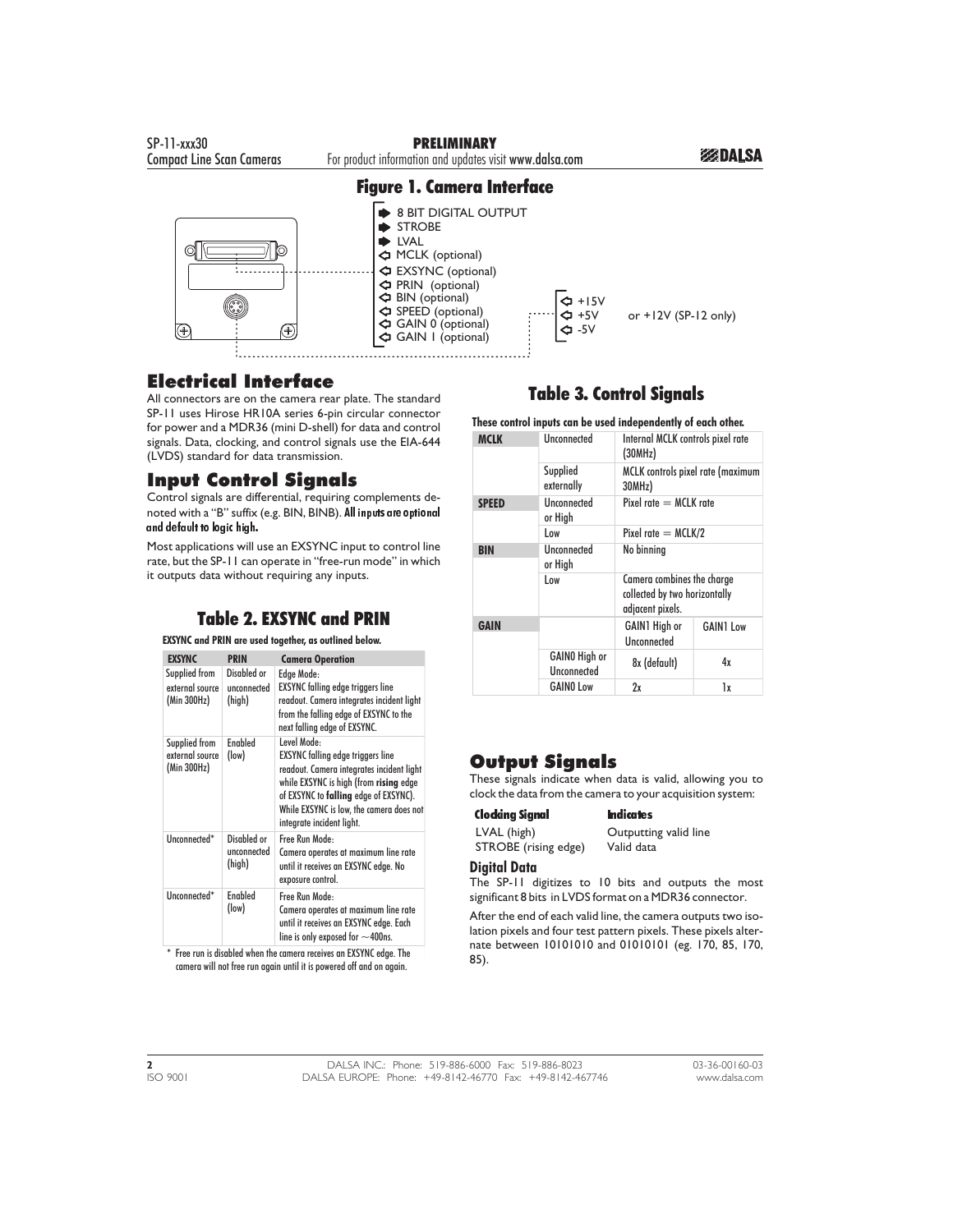## Figure 1. Camera Interface

- 8 BIT DIGITAL OUTPUT
- STROBE
- LVAL
- MCLK (optional)
- EXSYNC (optional)
- PRIN (optional)
- BIN (optional)
- SPEED (optional)
- GAIN 0 (optional)
- GAIN 1 (optional)

- +15V
- +5V or +12V (SP-12 only)
- -5V

## Electrical Interface

All connectors are on the camera rear plate. The standard SP-11 uses Hirose HR10A series 6-pin circular connector for power and a MDR36 (mini D-shell) for data and control signals. Data, clocking, and control signals use the EIA-644 (LVDS) standard for data transmission.

## Input Control Signals

Control signals are differential, requiring complements denoted with a "B" suffix (e.g. BIN, BINB). **All inputs are optional and default to logic high.**

Most applications will use an EXSYNC input to control line rate, but the SP-11 can operate in "free-run mode" in which it outputs data without requiring any inputs.

### Table 2. EXSYNC and PRIN

**EXSYNC and PRIN are used together, as outlined below.**

| EXSYNC | PRIN | Camera Operation |
|---|---|---|
| Supplied from external source (Min 300Hz) | Disabled or unconnected (high) | Edge Mode: EXSYNC falling edge triggers line readout. Camera integrates incident light from the falling edge of EXSYNC to the next falling edge of EXSYNC. |
| Supplied from external source (Min 300Hz) | Enabled (low) | Level Mode: EXSYNC falling edge triggers line readout. Camera integrates incident light while EXSYNC is high (from **rising** edge of EXSYNC to **falling** edge of EXSYNC). While EXSYNC is low, the camera does not integrate incident light. |
| Unconnected* | Disabled or unconnected (high) | Free Run Mode: Camera operates at maximum line rate until it receives an EXSYNC edge. No exposure control. |
| Unconnected* | Enabled (low) | Free Run Mode: Camera operates at maximum line rate until it receives an EXSYNC edge. Each line is only exposed for ~400ns. |

\* Free run is disabled when the camera receives an EXSYNC edge. The camera will not free run again until it is powered off and on again.

### Table 3. Control Signals

**These control inputs can be used independently of each other.**

| | | | |
|---|---|---|---|
| **MCLK** | Unconnected | Internal MCLK controls pixel rate (30MHz) | |
| | Supplied externally | MCLK controls pixel rate (maximum 30MHz) | |
| **SPEED** | Unconnected or High | Pixel rate = MCLK rate | |
| | Low | Pixel rate = MCLK/2 | |
| **BIN** | Unconnected or High | No binning | |
| | Low | Camera combines the charge collected by two horizontally adjacent pixels. | |
| **GAIN** | | GAIN1 High or Unconnected | GAIN1 Low |
| | GAIN0 High or Unconnected | 8x (default) | 4x |
| | GAIN0 Low | 2x | 1x |

## Output Signals

These signals indicate when data is valid, allowing you to clock the data from the camera to your acquisition system:

| Clocking Signal | Indicates |
|---|---|
| LVAL (high) | Outputting valid line |
| STROBE (rising edge) | Valid data |

### Digital Data

The SP-11 digitizes to 10 bits and outputs the most significant 8 bits in LVDS format on a MDR36 connector.

After the end of each valid line, the camera outputs two isolation pixels and four test pattern pixels. These pixels alternate between 10101010 and 01010101 (eg. 170, 85, 170, 85).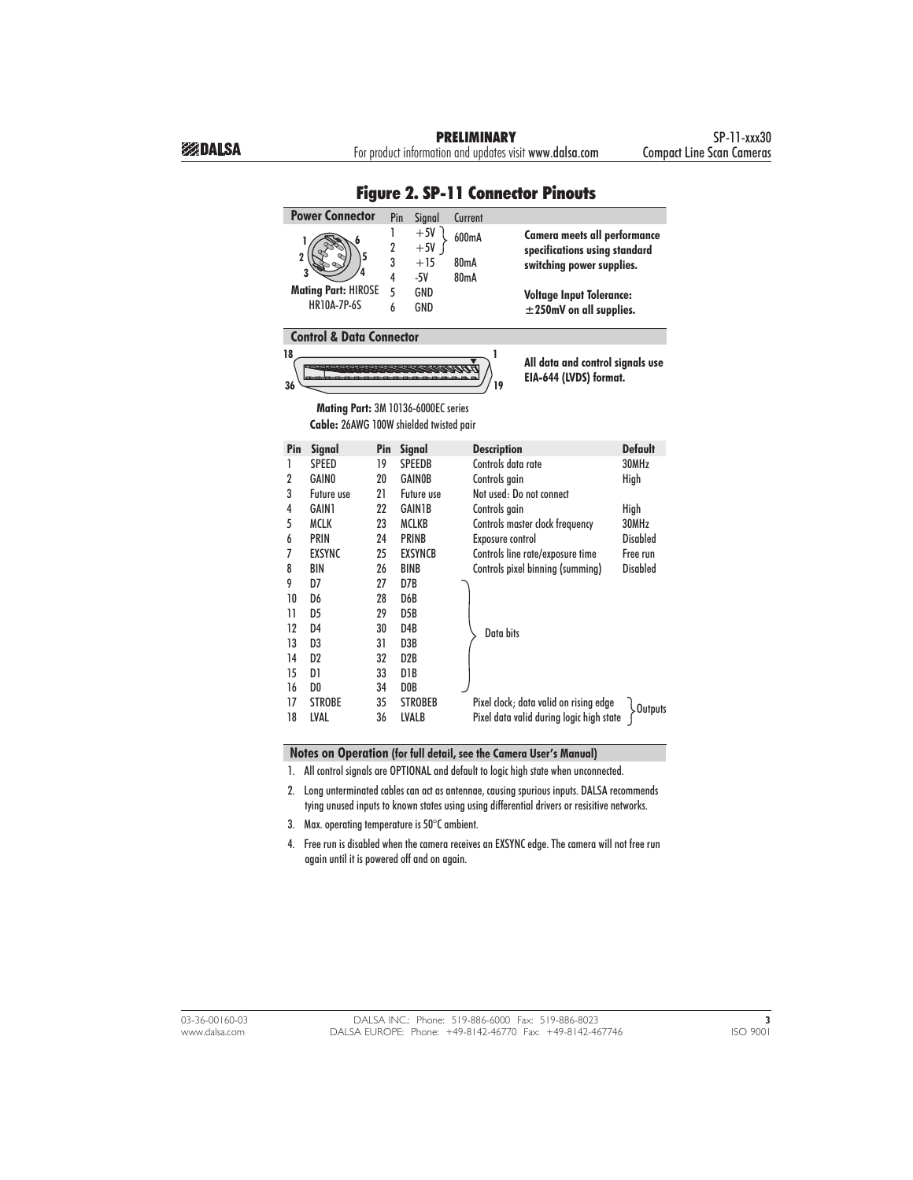## Figure 2. SP-11 Connector Pinouts

### Power Connector

Mating Part: HIROSE HR10A-7P-6S

| Pin | Signal | Current |
|---|---|---|
| 1 | +5V | 600mA |
| 2 | +5V | |
| 3 | +15 | 80mA |
| 4 | -5V | 80mA |
| 5 | GND | |
| 6 | GND | |

**Camera meets all performance specifications using standard switching power supplies.**

**Voltage Input Tolerance: ±250mV on all supplies.**

### Control & Data Connector

**All data and control signals use EIA-644 (LVDS) format.**

**Mating Part:** 3M 10136-6000EC series
**Cable:** 26AWG 100W shielded twisted pair

| Pin | Signal | Pin | Signal | Description | Default |
|---|---|---|---|---|---|
| 1 | SPEED | 19 | SPEEDB | Controls data rate | 30MHz |
| 2 | GAIN0 | 20 | GAIN0B | Controls gain | High |
| 3 | Future use | 21 | Future use | Not used: Do not connect | |
| 4 | GAIN1 | 22 | GAIN1B | Controls gain | High |
| 5 | MCLK | 23 | MCLKB | Controls master clock frequency | 30MHz |
| 6 | PRIN | 24 | PRINB | Exposure control | Disabled |
| 7 | EXSYNC | 25 | EXSYNCB | Controls line rate/exposure time | Free run |
| 8 | BIN | 26 | BINB | Controls pixel binning (summing) | Disabled |
| 9 | D7 | 27 | D7B | Data bits | |
| 10 | D6 | 28 | D6B | Data bits | |
| 11 | D5 | 29 | D5B | Data bits | |
| 12 | D4 | 30 | D4B | Data bits | |
| 13 | D3 | 31 | D3B | Data bits | |
| 14 | D2 | 32 | D2B | Data bits | |
| 15 | D1 | 33 | D1B | Data bits | |
| 16 | D0 | 34 | D0B | Data bits | |
| 17 | STROBE | 35 | STROBEB | Pixel clock; data valid on rising edge | Outputs |
| 18 | LVAL | 36 | LVALB | Pixel data valid during logic high state | Outputs |

### Notes on Operation (for full detail, see the Camera User's Manual)

1. All control signals are OPTIONAL and default to logic high state when unconnected.
2. Long unterminated cables can act as antennae, causing spurious inputs. DALSA recommends tying unused inputs to known states using using differential drivers or resisitive networks.
3. Max. operating temperature is 50°C ambient.
4. Free run is disabled when the camera receives an EXSYNC edge. The camera will not free run again until it is powered off and on again.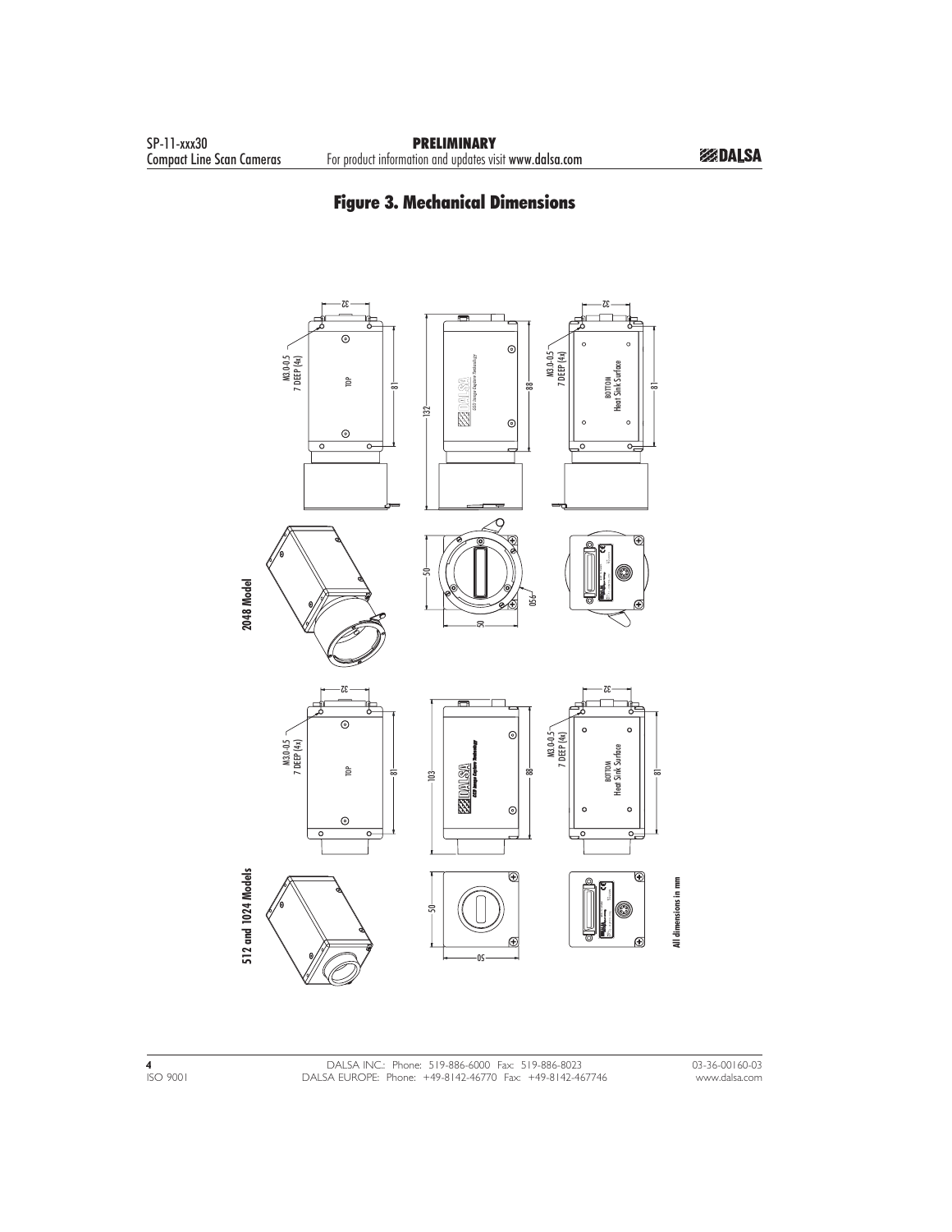# Figure 3. Mechanical Dimensions

**2048 Model**

M3.0-0.5
7 DEEP (4x)

TOP

32

81

132

88

BOTTOM
Heat Sink Surface

50

50

Ø56

**512 and 1024 Models**

M3.0-0.5
7 DEEP (4x)

TOP

32

81

103

88

BOTTOM
Heat Sink Surface

50

50

**All dimensions in mm**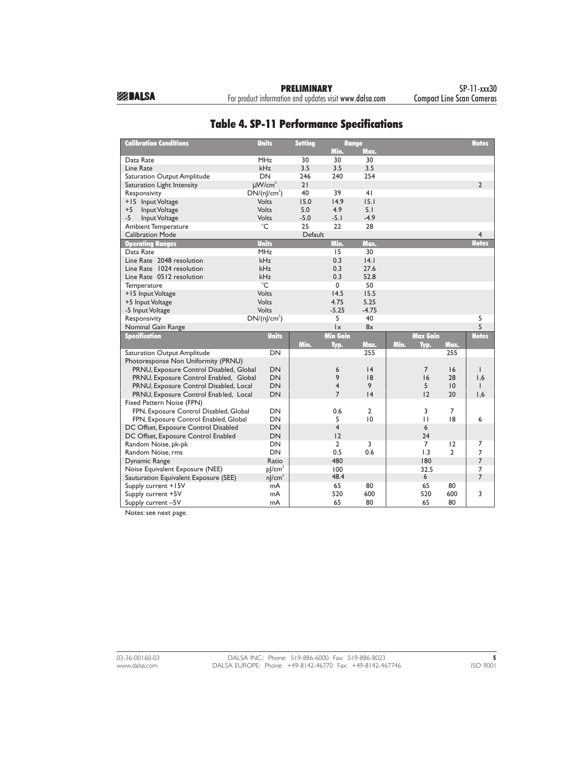# Table 4. SP-11 Performance Specifications

| Calibration Conditions | Units | Setting | Range Min. | Range Max. | Notes |
|---|---|---|---|---|---|
| Data Rate | MHz | 30 | 30 | 30 | |
| Line Rate | kHz | 3.5 | 3.5 | 3.5 | |
| Saturation Output Amplitude | DN | 246 | 240 | 254 | |
| Saturation Light Intensity | μW/cm² | 21 | | | 2 |
| Responsivity | DN/(nJ/cm²) | 40 | 39 | 41 | |
| +15 Input Voltage | Volts | 15.0 | 14.9 | 15.1 | |
| +5 Input Voltage | Volts | 5.0 | 4.9 | 5.1 | |
| -5 Input Voltage | Volts | -5.0 | -5.1 | -4.9 | |
| Ambient Temperature | °C | 25 | 22 | 28 | |
| Calibration Mode | | Default | | | 4 |

| Operating Ranges | Units | Min. | Max. | Notes |
|---|---|---|---|---|
| Data Rate | MHz | 15 | 30 | |
| Line Rate 2048 resolution | kHz | 0.3 | 14.1 | |
| Line Rate 1024 resolution | kHz | 0.3 | 27.6 | |
| Line Rate 0512 resolution | kHz | 0.3 | 52.8 | |
| Temperature | °C | 0 | 50 | |
| +15 Input Voltage | Volts | 14.5 | 15.5 | |
| +5 Input Voltage | Volts | 4.75 | 5.25 | |
| -5 Input Voltage | Volts | -5.25 | -4.75 | |
| Responsivity | DN/(nJ/cm²) | 5 | 40 | 5 |
| Nominal Gain Range | | 1x | 8x | 5 |

| Specification | Units | Min Gain | | | Max Gain | | | Notes |
|---|---|---|---|---|---|---|---|---|
| | | Min. | Typ. | Max. | Min. | Typ. | Max. | |
| Saturation Output Amplitude | DN | | | 255 | | | 255 | |
| Photoresponse Non Uniformity (PRNU) | | | | | | | | |
| PRNU, Exposure Control Disabled, Global | DN | | 6 | 14 | | 7 | 16 | 1 |
| PRNU, Exposure Control Enabled, Global | DN | | 9 | 18 | | 16 | 28 | 1,6 |
| PRNU, Exposure Control Disabled, Local | DN | | 4 | 9 | | 5 | 10 | 1 |
| PRNU, Exposure Control Enabled, Local | DN | | 7 | 14 | | 12 | 20 | 1,6 |
| Fixed Pattern Noise (FPN) | | | | | | | | |
| FPN, Exposure Control Disabled, Global | DN | | 0.6 | 2 | | 3 | 7 | |
| FPN, Exposure Control Enabled, Global | DN | | 5 | 10 | | 11 | 18 | 6 |
| DC Offset, Exposure Control Disabled | DN | | 4 | | | 6 | | |
| DC Offset, Exposure Control Enabled | DN | | 12 | | | 24 | | |
| Random Noise, pk-pk | DN | | 2 | 3 | | 7 | 12 | 7 |
| Random Noise, rms | DN | | 0.5 | 0.6 | | 1.3 | 2 | 7 |
| Dynamic Range | Ratio | | 480 | | | 180 | | 7 |
| Noise Equivalent Exposure (NEE) | pJ/cm² | | 100 | | | 32.5 | | 7 |
| Sauturation Equivalent Exposure (SEE) | nJ/cm² | | 48.4 | | | 6 | | 7 |
| Supply current +15V | mA | | 65 | 80 | | 65 | 80 | |
| Supply current +5V | mA | | 520 | 600 | | 520 | 600 | 3 |
| Supply current –5V | mA | | 65 | 80 | | 65 | 80 | |

Notes: see next page.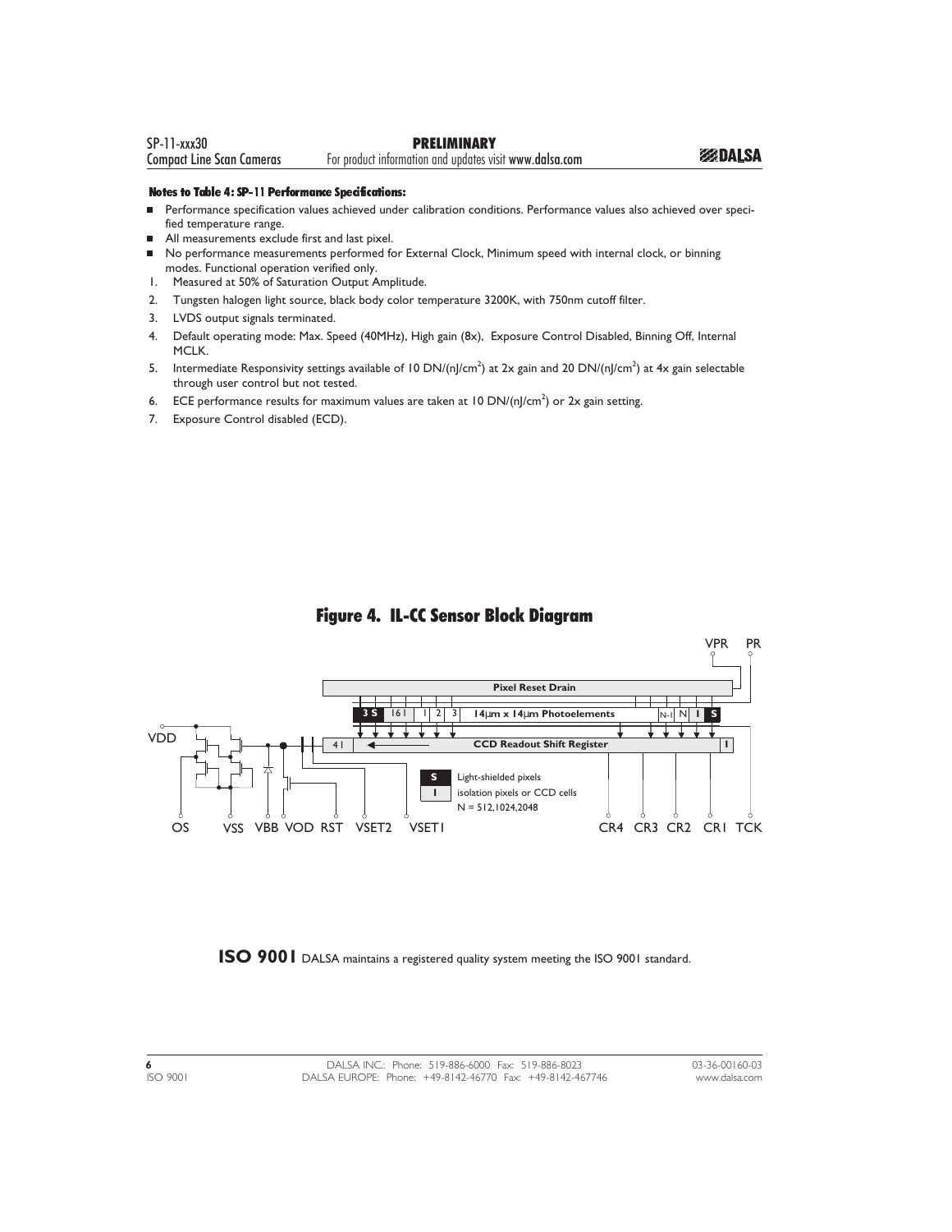**Notes to Table 4: SP-11 Performance Specifications:**

- Performance specification values achieved under calibration conditions. Performance values also achieved over specified temperature range.
- All measurements exclude first and last pixel.
- No performance measurements performed for External Clock, Minimum speed with internal clock, or binning modes. Functional operation verified only.

1. Measured at 50% of Saturation Output Amplitude.
2. Tungsten halogen light source, black body color temperature 3200K, with 750nm cutoff filter.
3. LVDS output signals terminated.
4. Default operating mode: Max. Speed (40MHz), High gain (8x), Exposure Control Disabled, Binning Off, Internal MCLK.
5. Intermediate Responsivity settings available of 10 DN/(nJ/cm$^2$) at 2x gain and 20 DN/(nJ/cm$^2$) at 4x gain selectable through user control but not tested.
6. ECE performance results for maximum values are taken at 10 DN/(nJ/cm$^2$) or 2x gain setting.
7. Exposure Control disabled (ECD).

## Figure 4. IL-CC Sensor Block Diagram

VPR PR

Pixel Reset Drain

3 S 161 1 2 3 14μm x 14μm Photoelements N-1 N 1 S

VDD

41 CCD Readout Shift Register 1

S Light-shielded pixels

1 isolation pixels or CCD cells

N = 512,1024,2048

OS VSS VBB VOD RST VSET2 VSET1 CR4 CR3 CR2 CR1 TCK

**ISO 9001** DALSA maintains a registered quality system meeting the ISO 9001 standard.